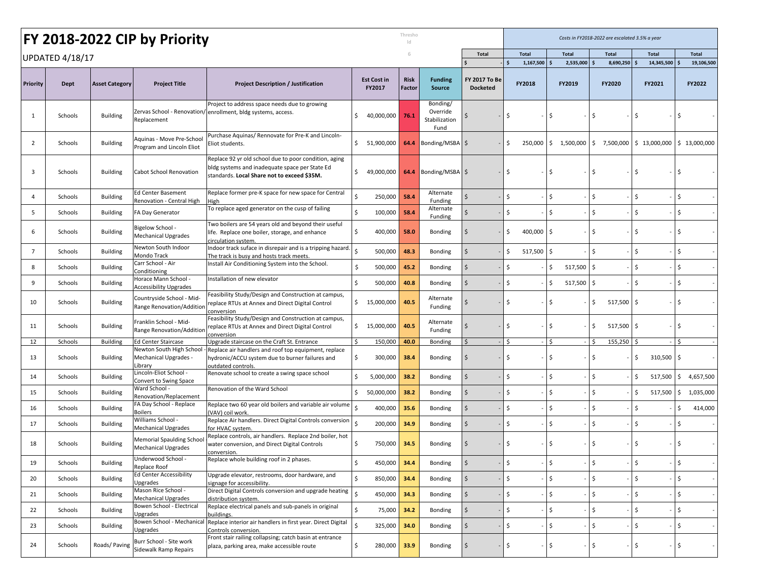# FY 2018-2022 CIP by Priority

UPDATED 4/18/17

Threshold 6

*Costs in FY2018-2022 are escalated 3.5% a year*

| | | | | | | | | Total | Total | Total | Total | Total | Total |
|---|---|---|---|---|---|---|---|---|---|---|---|---|---|
| | | | | | | | | $ - | $ 1,167,500 | $ 2,535,000 | $ 8,690,250 | $ 14,345,500 | $ 19,106,500 |
| **Priority** | **Dept** | **Asset Category** | **Project Title** | **Project Description / Justification** | **Est Cost in FY2017** | **Risk Factor** | **Funding Source** | **FY 2017 To Be Docketed** | **FY2018** | **FY2019** | **FY2020** | **FY2021** | **FY2022** |
| 1 | Schools | Building | Zervas School - Renovation/ Replacement | Project to address space needs due to growing enrollment, bldg systems, access. | $ 40,000,000 | 76.1 | Bonding/ Override Stabilization Fund | $ - | $ - | $ - | $ - | $ - | $ - |
| 2 | Schools | Building | Aquinas - Move Pre-School Program and Lincoln Eliot | Purchase Aquinas/ Rennovate for Pre-K and Lincoln-Eliot students. | $ 51,900,000 | 64.4 | Bonding/MSBA | $ - | $ 250,000 | $ 1,500,000 | $ 7,500,000 | $ 13,000,000 | $ 13,000,000 |
| 3 | Schools | Building | Cabot School Renovation | Replace 92 yr old school due to poor condition, aging bldg systems and inadequate space per State Ed standards. **Local Share not to exceed $35M.** | $ 49,000,000 | 64.4 | Bonding/MSBA | $ - | $ - | $ - | $ - | $ - | $ - |
| 4 | Schools | Building | Ed Center Basement Renovation - Central High | Replace former pre-K space for new space for Central High | $ 250,000 | 58.4 | Alternate Funding | $ - | $ - | $ - | $ - | $ - | $ - |
| 5 | Schools | Building | FA Day Generator | To replace aged generator on the cusp of failing | $ 100,000 | 58.4 | Alternate Funding | $ - | $ - | $ - | $ - | $ - | $ - |
| 6 | Schools | Building | Bigelow School - Mechanical Upgrades | Two boilers are 54 years old and beyond their useful life. Replace one boiler, storage, and enhance circulation system. | $ 400,000 | 58.0 | Bonding | $ - | $ 400,000 | $ - | $ - | $ - | $ - |
| 7 | Schools | Building | Newton South Indoor Mondo Track | Indoor track suface in disrepair and is a tripping hazard. The track is busy and hosts track meets. | $ 500,000 | 48.3 | Bonding | $ - | $ 517,500 | $ - | $ - | $ - | $ - |
| 8 | Schools | Building | Carr School - Air Conditioning | Install Air Conditioning System into the School. | $ 500,000 | 45.2 | Bonding | $ - | $ - | $ 517,500 | $ - | $ - | $ - |
| 9 | Schools | Building | Horace Mann School - Accessibility Upgrades | Installation of new elevator | $ 500,000 | 40.8 | Bonding | $ - | $ - | $ 517,500 | $ - | $ - | $ - |
| 10 | Schools | Building | Countryside School - Mid-Range Renovation/Addition | Feasibility Study/Design and Construction at campus, replace RTUs at Annex and Direct Digital Control conversion | $ 15,000,000 | 40.5 | Alternate Funding | $ - | $ - | $ - | $ 517,500 | $ - | $ - |
| 11 | Schools | Building | Franklin School - Mid-Range Renovation/Addition | Feasibility Study/Design and Construction at campus, replace RTUs at Annex and Direct Digital Control conversion | $ 15,000,000 | 40.5 | Alternate Funding | $ - | $ - | $ - | $ 517,500 | $ - | $ - |
| 12 | Schools | Building | Ed Center Staircase | Upgrade staircase on the Craft St. Entrance | $ 150,000 | 40.0 | Bonding | $ - | $ - | $ - | $ 155,250 | $ - | $ - |
| 13 | Schools | Building | Newton South High School - Mechanical Upgrades - Library | Replace air handlers and roof top equipment, replace hydronic/ACCU system due to burner failures and outdated controls. | $ 300,000 | 38.4 | Bonding | $ - | $ - | $ - | $ - | $ 310,500 | $ - |
| 14 | Schools | Building | Lincoln-Eliot School - Convert to Swing Space | Renovate school to create a swing space school | $ 5,000,000 | 38.2 | Bonding | $ - | $ - | $ - | $ - | $ 517,500 | $ 4,657,500 |
| 15 | Schools | Building | Ward School - Renovation/Replacement | Renovation of the Ward School | $ 50,000,000 | 38.2 | Bonding | $ - | $ - | $ - | $ - | $ 517,500 | $ 1,035,000 |
| 16 | Schools | Building | FA Day School - Replace Boilers | Replace two 60 year old boilers and variable air volume (VAV) coil work. | $ 400,000 | 35.6 | Bonding | $ - | $ - | $ - | $ - | $ - | $ 414,000 |
| 17 | Schools | Building | Williams School - Mechanical Upgrades | Replace Air handlers. Direct Digital Controls conversion for HVAC system. | $ 200,000 | 34.9 | Bonding | $ - | $ - | $ - | $ - | $ - | $ - |
| 18 | Schools | Building | Memorial Spaulding School Mechanical Upgrades | Replace controls, air handlers. Replace 2nd boiler, hot water conversion, and Direct Digital Controls conversion. | $ 750,000 | 34.5 | Bonding | $ - | $ - | $ - | $ - | $ - | $ - |
| 19 | Schools | Building | Underwood School - Replace Roof | Replace whole building roof in 2 phases. | $ 450,000 | 34.4 | Bonding | $ - | $ - | $ - | $ - | $ - | $ - |
| 20 | Schools | Building | Ed Center Accessibility Upgrades | Upgrade elevator, restrooms, door hardware, and signage for accessibility. | $ 850,000 | 34.4 | Bonding | $ - | $ - | $ - | $ - | $ - | $ - |
| 21 | Schools | Building | Mason Rice School - Mechanical Upgrades | Direct Digital Controls conversion and upgrade heating distribution system. | $ 450,000 | 34.3 | Bonding | $ - | $ - | $ - | $ - | $ - | $ - |
| 22 | Schools | Building | Bowen School - Electrical Upgrades | Replace electrical panels and sub-panels in original buildings. | $ 75,000 | 34.2 | Bonding | $ - | $ - | $ - | $ - | $ - | $ - |
| 23 | Schools | Building | Bowen School - Mechanical Upgrades | Replace interior air handlers in first year. Direct Digital Controls conversion. | $ 325,000 | 34.0 | Bonding | $ - | $ - | $ - | $ - | $ - | $ - |
| 24 | Schools | Roads/ Paving | Burr School - Site work Sidewalk Ramp Repairs | Front stair railing collapsing; catch basin at entrance plaza, parking area, make accessible route | $ 280,000 | 33.9 | Bonding | $ - | $ - | $ - | $ - | $ - | $ - |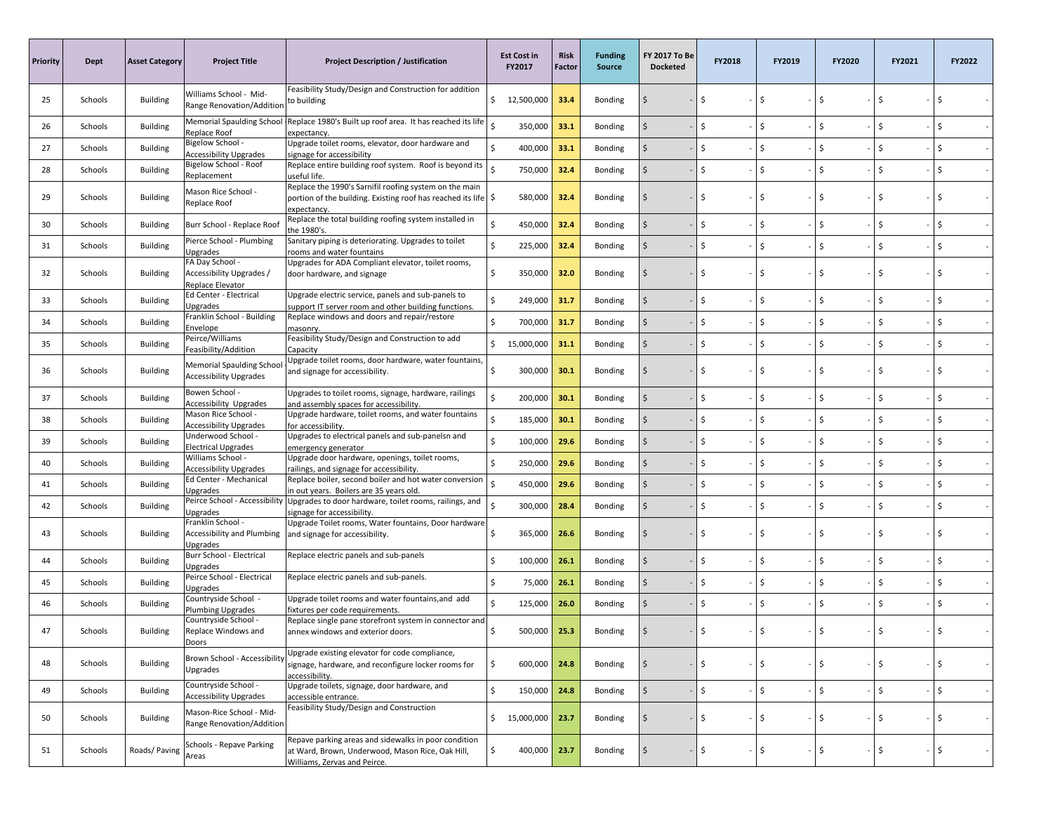| Priority | Dept | Asset Category | Project Title | Project Description / Justification | Est Cost in FY2017 | Risk Factor | Funding Source | FY 2017 To Be Docketed | FY2018 | FY2019 | FY2020 | FY2021 | FY2022 |
|---|---|---|---|---|---|---|---|---|---|---|---|---|---|
| 25 | Schools | Building | Williams School - Mid-Range Renovation/Addition | Feasibility Study/Design and Construction for addition to building | $ 12,500,000 | 33.4 | Bonding | $ - | $ - | $ - | $ - | $ - | $ - |
| 26 | Schools | Building | Memorial Spaulding School Replace Roof | Replace 1980's Built up roof area. It has reached its life expectancy. | $ 350,000 | 33.1 | Bonding | $ - | $ - | $ - | $ - | $ - | $ - |
| 27 | Schools | Building | Bigelow School - Accessibility Upgrades | Upgrade toilet rooms, elevator, door hardware and signage for accessibility | $ 400,000 | 33.1 | Bonding | $ - | $ - | $ - | $ - | $ - | $ - |
| 28 | Schools | Building | Bigelow School - Roof Replacement | Replace entire building roof system. Roof is beyond its useful life. | $ 750,000 | 32.4 | Bonding | $ - | $ - | $ - | $ - | $ - | $ - |
| 29 | Schools | Building | Mason Rice School - Replace Roof | Replace the 1990's Sarnifil roofing system on the main portion of the building. Existing roof has reached its life expectancy. | $ 580,000 | 32.4 | Bonding | $ - | $ - | $ - | $ - | $ - | $ - |
| 30 | Schools | Building | Burr School - Replace Roof | Replace the total building roofing system installed in the 1980's. | $ 450,000 | 32.4 | Bonding | $ - | $ - | $ - | $ - | $ - | $ - |
| 31 | Schools | Building | Pierce School - Plumbing Upgrades | Sanitary piping is deteriorating. Upgrades to toilet rooms and water fountains | $ 225,000 | 32.4 | Bonding | $ - | $ - | $ - | $ - | $ - | $ - |
| 32 | Schools | Building | FA Day School - Accessibility Upgrades / Replace Elevator | Upgrades for ADA Compliant elevator, toilet rooms, door hardware, and signage | $ 350,000 | 32.0 | Bonding | $ - | $ - | $ - | $ - | $ - | $ - |
| 33 | Schools | Building | Ed Center - Electrical Upgrades | Upgrade electric service, panels and sub-panels to support IT server room and other building functions. | $ 249,000 | 31.7 | Bonding | $ - | $ - | $ - | $ - | $ - | $ - |
| 34 | Schools | Building | Franklin School - Building Envelope | Replace windows and doors and repair/restore masonry. | $ 700,000 | 31.7 | Bonding | $ - | $ - | $ - | $ - | $ - | $ - |
| 35 | Schools | Building | Peirce/Williams Feasibility/Addition | Feasibility Study/Design and Construction to add Capacity | $ 15,000,000 | 31.1 | Bonding | $ - | $ - | $ - | $ - | $ - | $ - |
| 36 | Schools | Building | Memorial Spaulding School Accessibility Upgrades | Upgrade toilet rooms, door hardware, water fountains, and signage for accessibility. | $ 300,000 | 30.1 | Bonding | $ - | $ - | $ - | $ - | $ - | $ - |
| 37 | Schools | Building | Bowen School - Accessibility Upgrades | Upgrades to toilet rooms, signage, hardware, railings and assembly spaces for accessibility. | $ 200,000 | 30.1 | Bonding | $ - | $ - | $ - | $ - | $ - | $ - |
| 38 | Schools | Building | Mason Rice School - Accessibility Upgrades | Upgrade hardware, toilet rooms, and water fountains for accessibility. | $ 185,000 | 30.1 | Bonding | $ - | $ - | $ - | $ - | $ - | $ - |
| 39 | Schools | Building | Underwood School - Electrical Upgrades | Upgrades to electrical panels and sub-panelsn and emergency generator | $ 100,000 | 29.6 | Bonding | $ - | $ - | $ - | $ - | $ - | $ - |
| 40 | Schools | Building | Williams School - Accessibility Upgrades | Upgrade door hardware, openings, toilet rooms, railings, and signage for accessibility. | $ 250,000 | 29.6 | Bonding | $ - | $ - | $ - | $ - | $ - | $ - |
| 41 | Schools | Building | Ed Center - Mechanical Upgrades | Replace boiler, second boiler and hot water conversion in out years. Boilers are 35 years old. | $ 450,000 | 29.6 | Bonding | $ - | $ - | $ - | $ - | $ - | $ - |
| 42 | Schools | Building | Peirce School - Accessibility Upgrades | Upgrades to door hardware, toilet rooms, railings, and signage for accessibility. | $ 300,000 | 28.4 | Bonding | $ - | $ - | $ - | $ - | $ - | $ - |
| 43 | Schools | Building | Franklin School - Accessibility and Plumbing Upgrades | Upgrade Toilet rooms, Water fountains, Door hardware and signage for accessibility. | $ 365,000 | 26.6 | Bonding | $ - | $ - | $ - | $ - | $ - | $ - |
| 44 | Schools | Building | Burr School - Electrical Upgrades | Replace electric panels and sub-panels | $ 100,000 | 26.1 | Bonding | $ - | $ - | $ - | $ - | $ - | $ - |
| 45 | Schools | Building | Peirce School - Electrical Upgrades | Replace electric panels and sub-panels. | $ 75,000 | 26.1 | Bonding | $ - | $ - | $ - | $ - | $ - | $ - |
| 46 | Schools | Building | Countryside School - Plumbing Upgrades | Upgrade toilet rooms and water fountains,and add fixtures per code requirements. | $ 125,000 | 26.0 | Bonding | $ - | $ - | $ - | $ - | $ - | $ - |
| 47 | Schools | Building | Countryside School - Replace Windows and Doors | Replace single pane storefront system in connector and annex windows and exterior doors. | $ 500,000 | 25.3 | Bonding | $ - | $ - | $ - | $ - | $ - | $ - |
| 48 | Schools | Building | Brown School - Accessibility Upgrades | Upgrade existing elevator for code compliance, signage, hardware, and reconfigure locker rooms for accessibility. | $ 600,000 | 24.8 | Bonding | $ - | $ - | $ - | $ - | $ - | $ - |
| 49 | Schools | Building | Countryside School - Accessibility Upgrades | Upgrade toilets, signage, door hardware, and accessible entrance. | $ 150,000 | 24.8 | Bonding | $ - | $ - | $ - | $ - | $ - | $ - |
| 50 | Schools | Building | Mason-Rice School - Mid-Range Renovation/Addition | Feasibility Study/Design and Construction | $ 15,000,000 | 23.7 | Bonding | $ - | $ - | $ - | $ - | $ - | $ - |
| 51 | Schools | Roads/ Paving | Schools - Repave Parking Areas | Repave parking areas and sidewalks in poor condition at Ward, Brown, Underwood, Mason Rice, Oak Hill, Williams, Zervas and Peirce. | $ 400,000 | 23.7 | Bonding | $ - | $ - | $ - | $ - | $ - | $ - |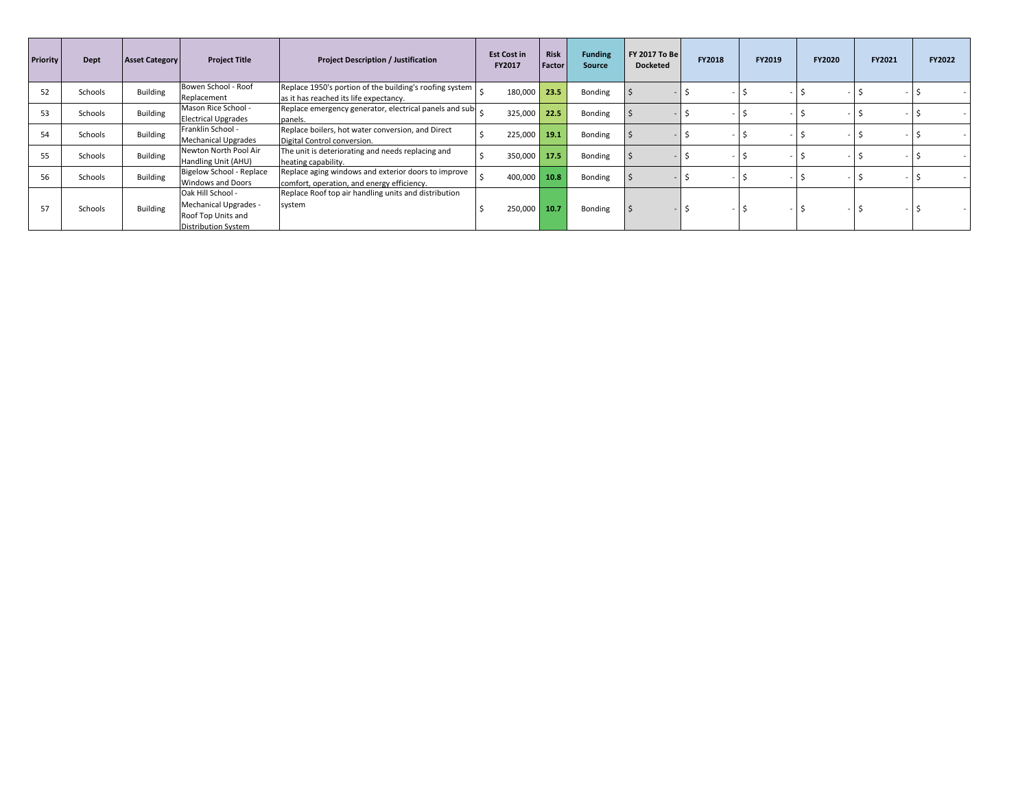| Priority | Dept | Asset Category | Project Title | Project Description / Justification | Est Cost in FY2017 | Risk Factor | Funding Source | FY 2017 To Be Docketed | FY2018 | FY2019 | FY2020 | FY2021 | FY2022 |
|---|---|---|---|---|---|---|---|---|---|---|---|---|---|
| 52 | Schools | Building | Bowen School - Roof Replacement | Replace 1950's portion of the building's roofing system as it has reached its life expectancy. | $ 180,000 | 23.5 | Bonding | $ - | $ - | $ - | $ - | $ - | $ - |
| 53 | Schools | Building | Mason Rice School - Electrical Upgrades | Replace emergency generator, electrical panels and sub-panels. | $ 325,000 | 22.5 | Bonding | $ - | $ - | $ - | $ - | $ - | $ - |
| 54 | Schools | Building | Franklin School - Mechanical Upgrades | Replace boilers, hot water conversion, and Direct Digital Control conversion. | $ 225,000 | 19.1 | Bonding | $ - | $ - | $ - | $ - | $ - | $ - |
| 55 | Schools | Building | Newton North Pool Air Handling Unit (AHU) | The unit is deteriorating and needs replacing and heating capability. | $ 350,000 | 17.5 | Bonding | $ - | $ - | $ - | $ - | $ - | $ - |
| 56 | Schools | Building | Bigelow School - Replace Windows and Doors | Replace aging windows and exterior doors to improve comfort, operation, and energy efficiency. | $ 400,000 | 10.8 | Bonding | $ - | $ - | $ - | $ - | $ - | $ - |
| 57 | Schools | Building | Oak Hill School - Mechanical Upgrades - Roof Top Units and Distribution System | Replace Roof top air handling units and distribution system | $ 250,000 | 10.7 | Bonding | $ - | $ - | $ - | $ - | $ - | $ - |